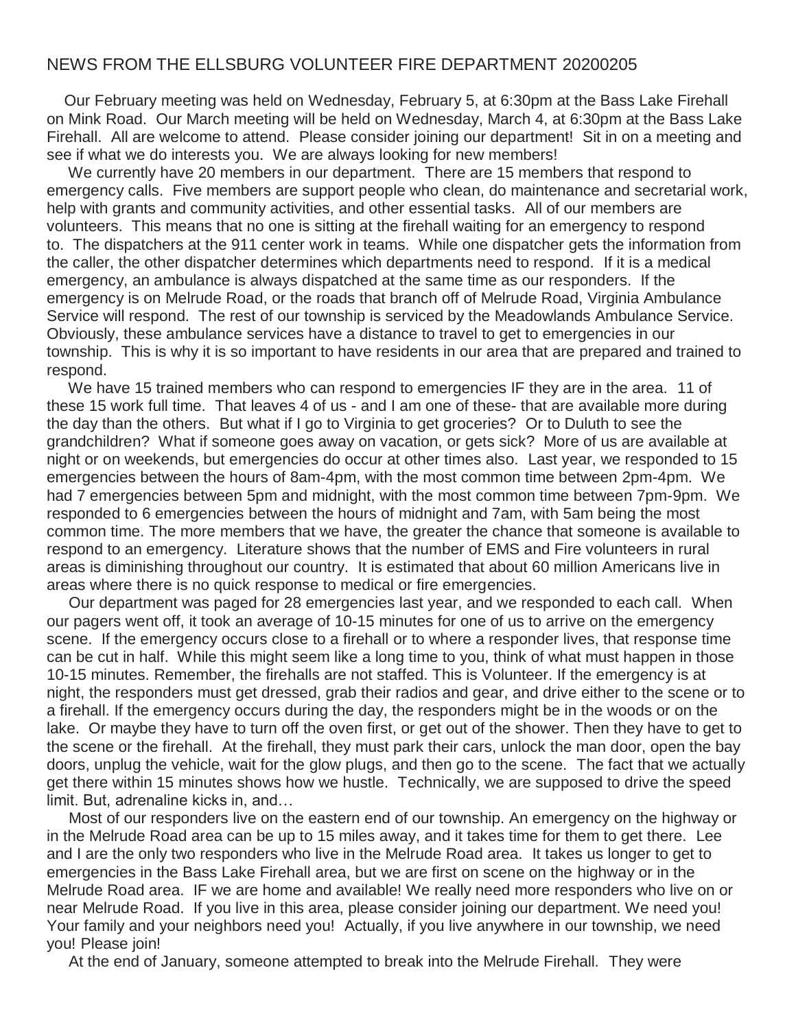## NEWS FROM THE ELLSBURG VOLUNTEER FIRE DEPARTMENT 20200205

Our February meeting was held on Wednesday, February 5, at 6:30pm at the Bass Lake Firehall on Mink Road. Our March meeting will be held on Wednesday, March 4, at 6:30pm at the Bass Lake Firehall. All are welcome to attend. Please consider joining our department! Sit in on a meeting and see if what we do interests you. We are always looking for new members!

We currently have 20 members in our department. There are 15 members that respond to emergency calls. Five members are support people who clean, do maintenance and secretarial work, help with grants and community activities, and other essential tasks. All of our members are volunteers. This means that no one is sitting at the firehall waiting for an emergency to respond to. The dispatchers at the 911 center work in teams. While one dispatcher gets the information from the caller, the other dispatcher determines which departments need to respond. If it is a medical emergency, an ambulance is always dispatched at the same time as our responders. If the emergency is on Melrude Road, or the roads that branch off of Melrude Road, Virginia Ambulance Service will respond. The rest of our township is serviced by the Meadowlands Ambulance Service. Obviously, these ambulance services have a distance to travel to get to emergencies in our township. This is why it is so important to have residents in our area that are prepared and trained to respond.

We have 15 trained members who can respond to emergencies IF they are in the area. 11 of these 15 work full time. That leaves 4 of us - and I am one of these- that are available more during the day than the others. But what if I go to Virginia to get groceries? Or to Duluth to see the grandchildren? What if someone goes away on vacation, or gets sick? More of us are available at night or on weekends, but emergencies do occur at other times also. Last year, we responded to 15 emergencies between the hours of 8am-4pm, with the most common time between 2pm-4pm. We had 7 emergencies between 5pm and midnight, with the most common time between 7pm-9pm. We responded to 6 emergencies between the hours of midnight and 7am, with 5am being the most common time. The more members that we have, the greater the chance that someone is available to respond to an emergency. Literature shows that the number of EMS and Fire volunteers in rural areas is diminishing throughout our country. It is estimated that about 60 million Americans live in areas where there is no quick response to medical or fire emergencies.

Our department was paged for 28 emergencies last year, and we responded to each call. When our pagers went off, it took an average of 10-15 minutes for one of us to arrive on the emergency scene. If the emergency occurs close to a firehall or to where a responder lives, that response time can be cut in half. While this might seem like a long time to you, think of what must happen in those 10-15 minutes. Remember, the firehalls are not staffed. This is Volunteer. If the emergency is at night, the responders must get dressed, grab their radios and gear, and drive either to the scene or to a firehall. If the emergency occurs during the day, the responders might be in the woods or on the lake. Or maybe they have to turn off the oven first, or get out of the shower. Then they have to get to the scene or the firehall. At the firehall, they must park their cars, unlock the man door, open the bay doors, unplug the vehicle, wait for the glow plugs, and then go to the scene. The fact that we actually get there within 15 minutes shows how we hustle. Technically, we are supposed to drive the speed limit. But, adrenaline kicks in, and…

Most of our responders live on the eastern end of our township. An emergency on the highway or in the Melrude Road area can be up to 15 miles away, and it takes time for them to get there. Lee and I are the only two responders who live in the Melrude Road area. It takes us longer to get to emergencies in the Bass Lake Firehall area, but we are first on scene on the highway or in the Melrude Road area. IF we are home and available! We really need more responders who live on or near Melrude Road. If you live in this area, please consider joining our department. We need you! Your family and your neighbors need you! Actually, if you live anywhere in our township, we need you! Please join!

At the end of January, someone attempted to break into the Melrude Firehall. They were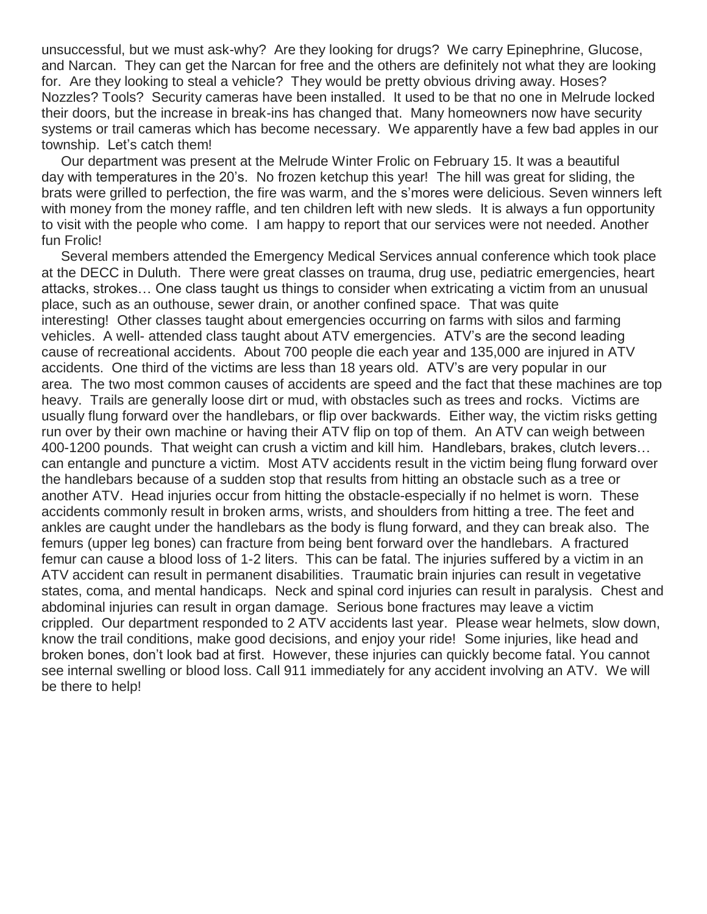unsuccessful, but we must ask-why? Are they looking for drugs? We carry Epinephrine, Glucose, and Narcan. They can get the Narcan for free and the others are definitely not what they are looking for. Are they looking to steal a vehicle? They would be pretty obvious driving away. Hoses? Nozzles? Tools? Security cameras have been installed. It used to be that no one in Melrude locked their doors, but the increase in break-ins has changed that. Many homeowners now have security systems or trail cameras which has become necessary. We apparently have a few bad apples in our township. Let's catch them!

Our department was present at the Melrude Winter Frolic on February 15. It was a beautiful day with temperatures in the 20's. No frozen ketchup this year! The hill was great for sliding, the brats were grilled to perfection, the fire was warm, and the s'mores were delicious. Seven winners left with money from the money raffle, and ten children left with new sleds. It is always a fun opportunity to visit with the people who come. I am happy to report that our services were not needed. Another fun Frolic!

Several members attended the Emergency Medical Services annual conference which took place at the DECC in Duluth. There were great classes on trauma, drug use, pediatric emergencies, heart attacks, strokes… One class taught us things to consider when extricating a victim from an unusual place, such as an outhouse, sewer drain, or another confined space. That was quite interesting! Other classes taught about emergencies occurring on farms with silos and farming vehicles. A well- attended class taught about ATV emergencies. ATV's are the second leading cause of recreational accidents. About 700 people die each year and 135,000 are injured in ATV accidents. One third of the victims are less than 18 years old. ATV's are very popular in our area. The two most common causes of accidents are speed and the fact that these machines are top heavy. Trails are generally loose dirt or mud, with obstacles such as trees and rocks. Victims are usually flung forward over the handlebars, or flip over backwards. Either way, the victim risks getting run over by their own machine or having their ATV flip on top of them. An ATV can weigh between 400-1200 pounds. That weight can crush a victim and kill him. Handlebars, brakes, clutch levers… can entangle and puncture a victim. Most ATV accidents result in the victim being flung forward over the handlebars because of a sudden stop that results from hitting an obstacle such as a tree or another ATV. Head injuries occur from hitting the obstacle-especially if no helmet is worn. These accidents commonly result in broken arms, wrists, and shoulders from hitting a tree. The feet and ankles are caught under the handlebars as the body is flung forward, and they can break also. The femurs (upper leg bones) can fracture from being bent forward over the handlebars. A fractured femur can cause a blood loss of 1-2 liters. This can be fatal. The injuries suffered by a victim in an ATV accident can result in permanent disabilities. Traumatic brain injuries can result in vegetative states, coma, and mental handicaps. Neck and spinal cord injuries can result in paralysis. Chest and abdominal injuries can result in organ damage. Serious bone fractures may leave a victim crippled. Our department responded to 2 ATV accidents last year. Please wear helmets, slow down, know the trail conditions, make good decisions, and enjoy your ride! Some injuries, like head and broken bones, don't look bad at first. However, these injuries can quickly become fatal. You cannot see internal swelling or blood loss. Call 911 immediately for any accident involving an ATV. We will be there to help!